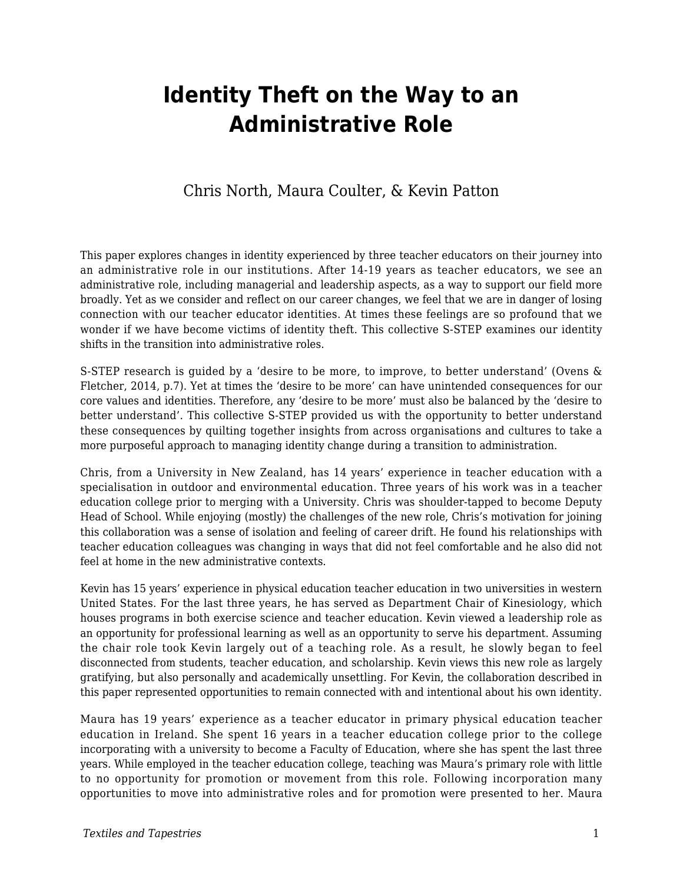# Identity Theft on the Way to an Administrative Role

Chris North, Maura Coulter, & Kevin Patton

This paper explores changes in identity experienced by three teacher educators on their journey into an administrative role in our institutions. After 14-19 years as teacher educators, we see an administrative role, including managerial and leadership aspects, as a way to support our field more broadly. Yet as we consider and reflect on our career changes, we feel that we are in danger of losing connection with our teacher educator identities. At times these feelings are so profound that we wonder if we have become victims of identity theft. This collective S-STEP examines our identity shifts in the transition into administrative roles.

S-STEP research is guided by a 'desire to be more, to improve, to better understand' (Ovens & Fletcher, 2014, p.7). Yet at times the 'desire to be more' can have unintended consequences for our core values and identities. Therefore, any 'desire to be more' must also be balanced by the 'desire to better understand'. This collective S-STEP provided us with the opportunity to better understand these consequences by quilting together insights from across organisations and cultures to take a more purposeful approach to managing identity change during a transition to administration.

Chris, from a University in New Zealand, has 14 years' experience in teacher education with a specialisation in outdoor and environmental education. Three years of his work was in a teacher education college prior to merging with a University. Chris was shoulder-tapped to become Deputy Head of School. While enjoying (mostly) the challenges of the new role, Chris's motivation for joining this collaboration was a sense of isolation and feeling of career drift. He found his relationships with teacher education colleagues was changing in ways that did not feel comfortable and he also did not feel at home in the new administrative contexts.

Kevin has 15 years' experience in physical education teacher education in two universities in western United States. For the last three years, he has served as Department Chair of Kinesiology, which houses programs in both exercise science and teacher education. Kevin viewed a leadership role as an opportunity for professional learning as well as an opportunity to serve his department. Assuming the chair role took Kevin largely out of a teaching role. As a result, he slowly began to feel disconnected from students, teacher education, and scholarship. Kevin views this new role as largely gratifying, but also personally and academically unsettling. For Kevin, the collaboration described in this paper represented opportunities to remain connected with and intentional about his own identity.

Maura has 19 years' experience as a teacher educator in primary physical education teacher education in Ireland. She spent 16 years in a teacher education college prior to the college incorporating with a university to become a Faculty of Education, where she has spent the last three years. While employed in the teacher education college, teaching was Maura's primary role with little to no opportunity for promotion or movement from this role. Following incorporation many opportunities to move into administrative roles and for promotion were presented to her. Maura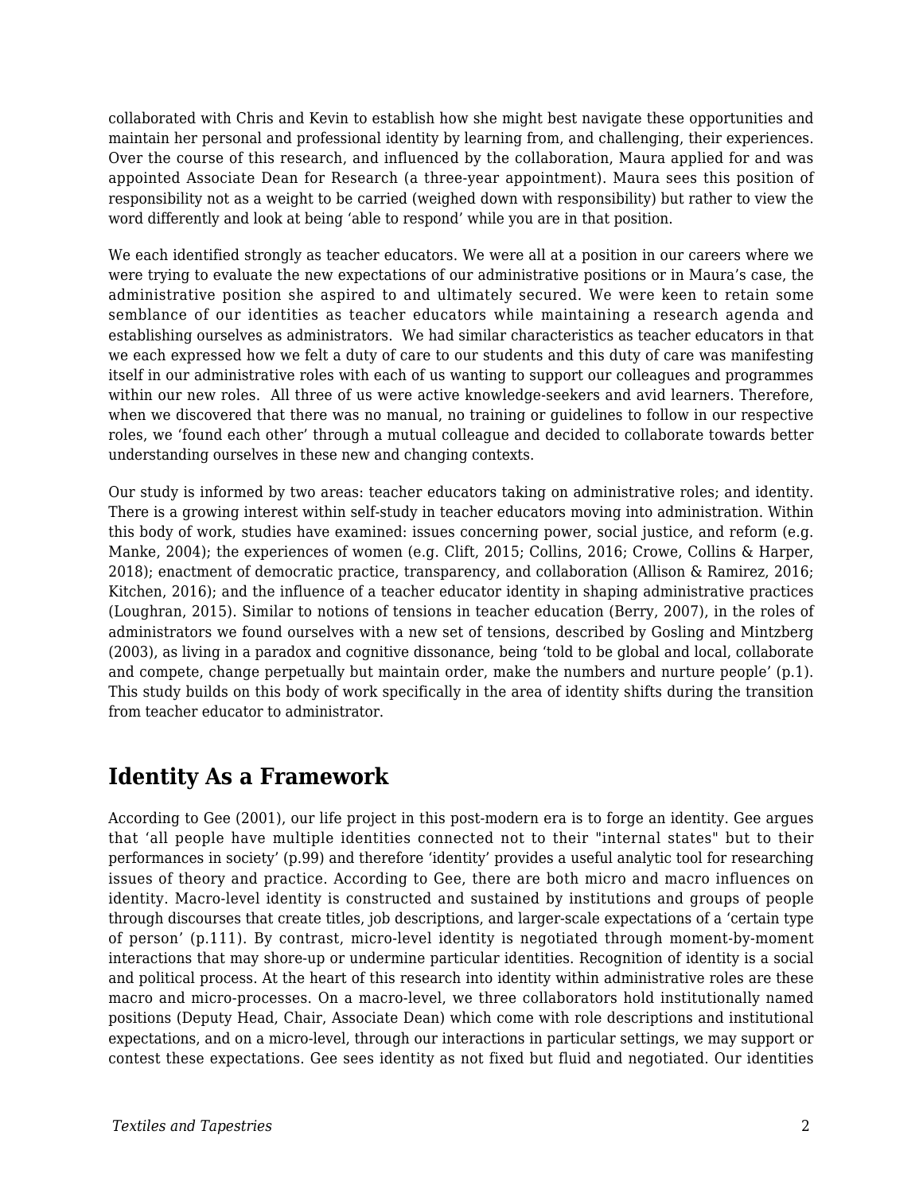collaborated with Chris and Kevin to establish how she might best navigate these opportunities and maintain her personal and professional identity by learning from, and challenging, their experiences. Over the course of this research, and influenced by the collaboration, Maura applied for and was appointed Associate Dean for Research (a three-year appointment). Maura sees this position of responsibility not as a weight to be carried (weighed down with responsibility) but rather to view the word differently and look at being 'able to respond' while you are in that position.

We each identified strongly as teacher educators. We were all at a position in our careers where we were trying to evaluate the new expectations of our administrative positions or in Maura's case, the administrative position she aspired to and ultimately secured. We were keen to retain some semblance of our identities as teacher educators while maintaining a research agenda and establishing ourselves as administrators. We had similar characteristics as teacher educators in that we each expressed how we felt a duty of care to our students and this duty of care was manifesting itself in our administrative roles with each of us wanting to support our colleagues and programmes within our new roles. All three of us were active knowledge-seekers and avid learners. Therefore, when we discovered that there was no manual, no training or guidelines to follow in our respective roles, we 'found each other' through a mutual colleague and decided to collaborate towards better understanding ourselves in these new and changing contexts.

Our study is informed by two areas: teacher educators taking on administrative roles; and identity. There is a growing interest within self-study in teacher educators moving into administration. Within this body of work, studies have examined: issues concerning power, social justice, and reform (e.g. Manke, 2004); the experiences of women (e.g. Clift, 2015; Collins, 2016; Crowe, Collins & Harper, 2018); enactment of democratic practice, transparency, and collaboration (Allison & Ramirez, 2016; Kitchen, 2016); and the influence of a teacher educator identity in shaping administrative practices (Loughran, 2015). Similar to notions of tensions in teacher education (Berry, 2007), in the roles of administrators we found ourselves with a new set of tensions, described by Gosling and Mintzberg (2003), as living in a paradox and cognitive dissonance, being 'told to be global and local, collaborate and compete, change perpetually but maintain order, make the numbers and nurture people' (p.1). This study builds on this body of work specifically in the area of identity shifts during the transition from teacher educator to administrator.

## Identity As a Framework

According to Gee (2001), our life project in this post-modern era is to forge an identity. Gee argues that 'all people have multiple identities connected not to their "internal states" but to their performances in society' (p.99) and therefore 'identity' provides a useful analytic tool for researching issues of theory and practice. According to Gee, there are both micro and macro influences on identity. Macro-level identity is constructed and sustained by institutions and groups of people through discourses that create titles, job descriptions, and larger-scale expectations of a 'certain type of person' (p.111). By contrast, micro-level identity is negotiated through moment-by-moment interactions that may shore-up or undermine particular identities. Recognition of identity is a social and political process. At the heart of this research into identity within administrative roles are these macro and micro-processes. On a macro-level, we three collaborators hold institutionally named positions (Deputy Head, Chair, Associate Dean) which come with role descriptions and institutional expectations, and on a micro-level, through our interactions in particular settings, we may support or contest these expectations. Gee sees identity as not fixed but fluid and negotiated. Our identities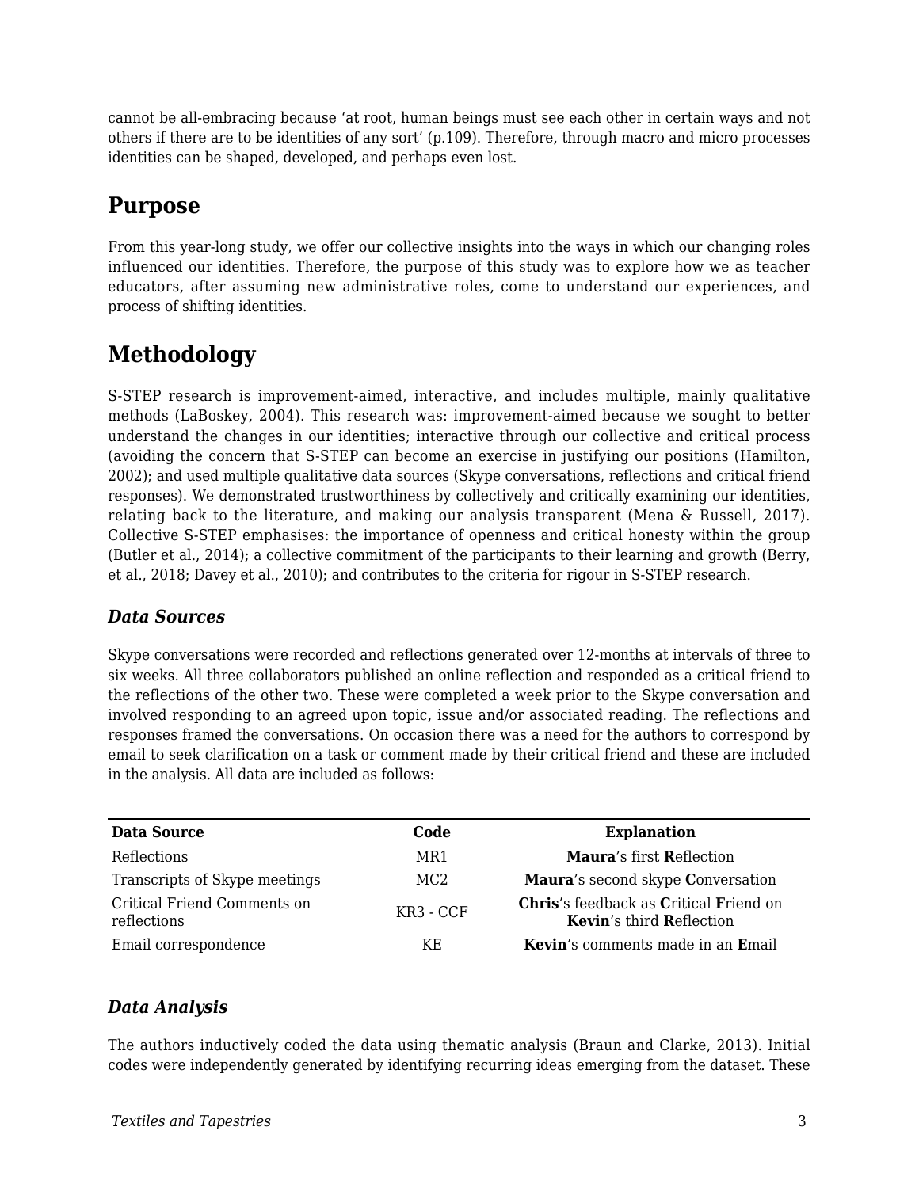cannot be all-embracing because 'at root, human beings must see each other in certain ways and not others if there are to be identities of any sort' (p.109). Therefore, through macro and micro processes identities can be shaped, developed, and perhaps even lost.

## Purpose

From this year-long study, we offer our collective insights into the ways in which our changing roles influenced our identities. Therefore, the purpose of this study was to explore how we as teacher educators, after assuming new administrative roles, come to understand our experiences, and process of shifting identities.

## Methodology

S-STEP research is improvement-aimed, interactive, and includes multiple, mainly qualitative methods (LaBoskey, 2004). This research was: improvement-aimed because we sought to better understand the changes in our identities; interactive through our collective and critical process (avoiding the concern that S-STEP can become an exercise in justifying our positions (Hamilton, 2002); and used multiple qualitative data sources (Skype conversations, reflections and critical friend responses). We demonstrated trustworthiness by collectively and critically examining our identities, relating back to the literature, and making our analysis transparent (Mena & Russell, 2017). Collective S-STEP emphasises: the importance of openness and critical honesty within the group (Butler et al., 2014); a collective commitment of the participants to their learning and growth (Berry, et al., 2018; Davey et al., 2010); and contributes to the criteria for rigour in S-STEP research.

### *Data Sources*

Skype conversations were recorded and reflections generated over 12-months at intervals of three to six weeks. All three collaborators published an online reflection and responded as a critical friend to the reflections of the other two. These were completed a week prior to the Skype conversation and involved responding to an agreed upon topic, issue and/or associated reading. The reflections and responses framed the conversations. On occasion there was a need for the authors to correspond by email to seek clarification on a task or comment made by their critical friend and these are included in the analysis. All data are included as follows:

| Data Source | Code | Explanation |
|---|---|---|
| Reflections | MR1 | **Maura**'s first **R**eflection |
| Transcripts of Skype meetings | MC2 | **Maura**'s second skype **C**onversation |
| Critical Friend Comments on reflections | KR3 - CCF | **Chris**'s feedback as **C**ritical **F**riend on **Kevin**'s third **R**eflection |
| Email correspondence | KE | **Kevin**'s comments made in an **E**mail |

### *Data Analysis*

The authors inductively coded the data using thematic analysis (Braun and Clarke, 2013). Initial codes were independently generated by identifying recurring ideas emerging from the dataset. These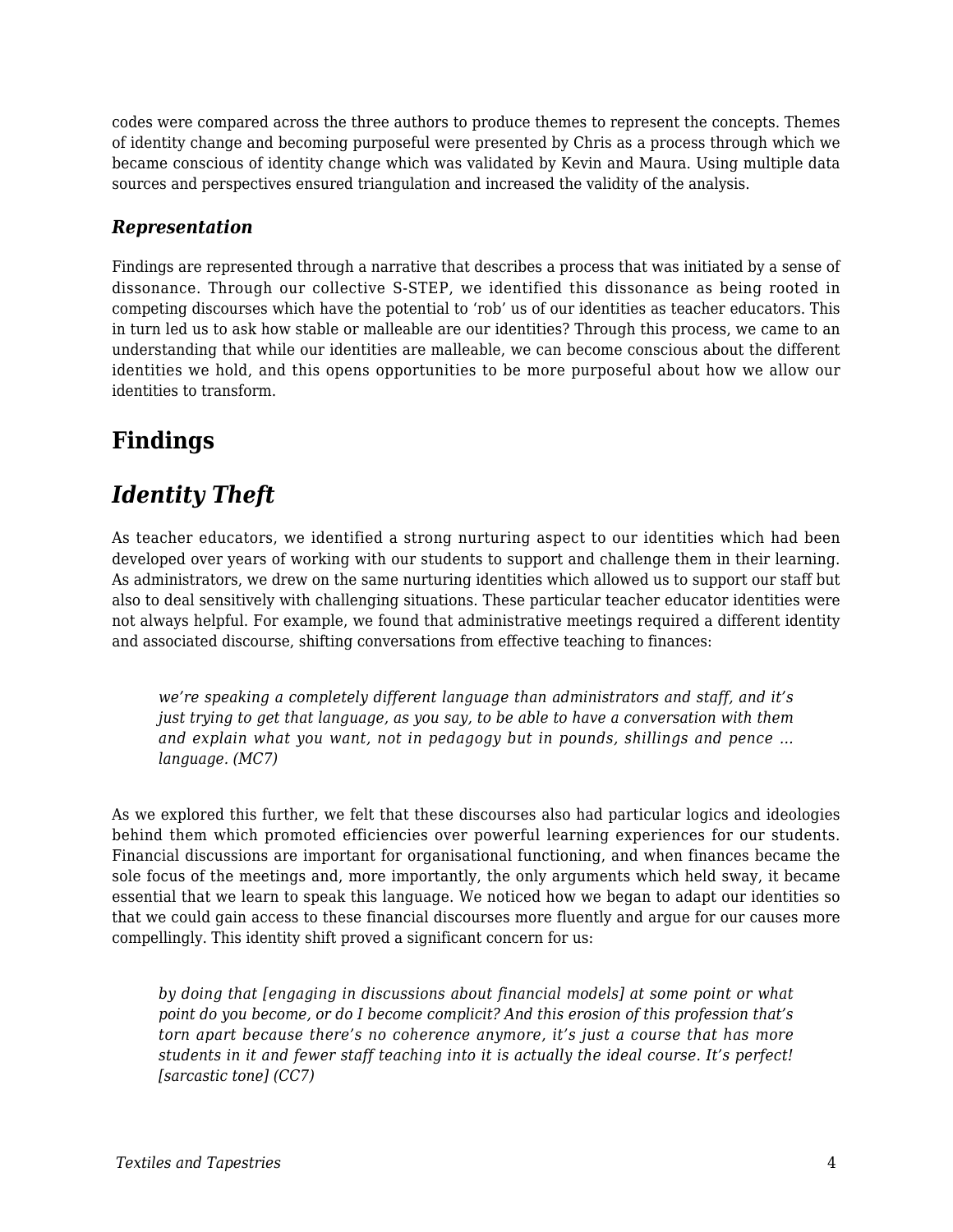codes were compared across the three authors to produce themes to represent the concepts. Themes of identity change and becoming purposeful were presented by Chris as a process through which we became conscious of identity change which was validated by Kevin and Maura. Using multiple data sources and perspectives ensured triangulation and increased the validity of the analysis.

### *Representation*

Findings are represented through a narrative that describes a process that was initiated by a sense of dissonance. Through our collective S-STEP, we identified this dissonance as being rooted in competing discourses which have the potential to 'rob' us of our identities as teacher educators. This in turn led us to ask how stable or malleable are our identities? Through this process, we came to an understanding that while our identities are malleable, we can become conscious about the different identities we hold, and this opens opportunities to be more purposeful about how we allow our identities to transform.

## Findings

## *Identity Theft*

As teacher educators, we identified a strong nurturing aspect to our identities which had been developed over years of working with our students to support and challenge them in their learning. As administrators, we drew on the same nurturing identities which allowed us to support our staff but also to deal sensitively with challenging situations. These particular teacher educator identities were not always helpful. For example, we found that administrative meetings required a different identity and associated discourse, shifting conversations from effective teaching to finances:

> *we're speaking a completely different language than administrators and staff, and it's just trying to get that language, as you say, to be able to have a conversation with them and explain what you want, not in pedagogy but in pounds, shillings and pence … language. (MC7)*

As we explored this further, we felt that these discourses also had particular logics and ideologies behind them which promoted efficiencies over powerful learning experiences for our students. Financial discussions are important for organisational functioning, and when finances became the sole focus of the meetings and, more importantly, the only arguments which held sway, it became essential that we learn to speak this language. We noticed how we began to adapt our identities so that we could gain access to these financial discourses more fluently and argue for our causes more compellingly. This identity shift proved a significant concern for us:

> *by doing that [engaging in discussions about financial models] at some point or what point do you become, or do I become complicit? And this erosion of this profession that's torn apart because there's no coherence anymore, it's just a course that has more students in it and fewer staff teaching into it is actually the ideal course. It's perfect! [sarcastic tone] (CC7)*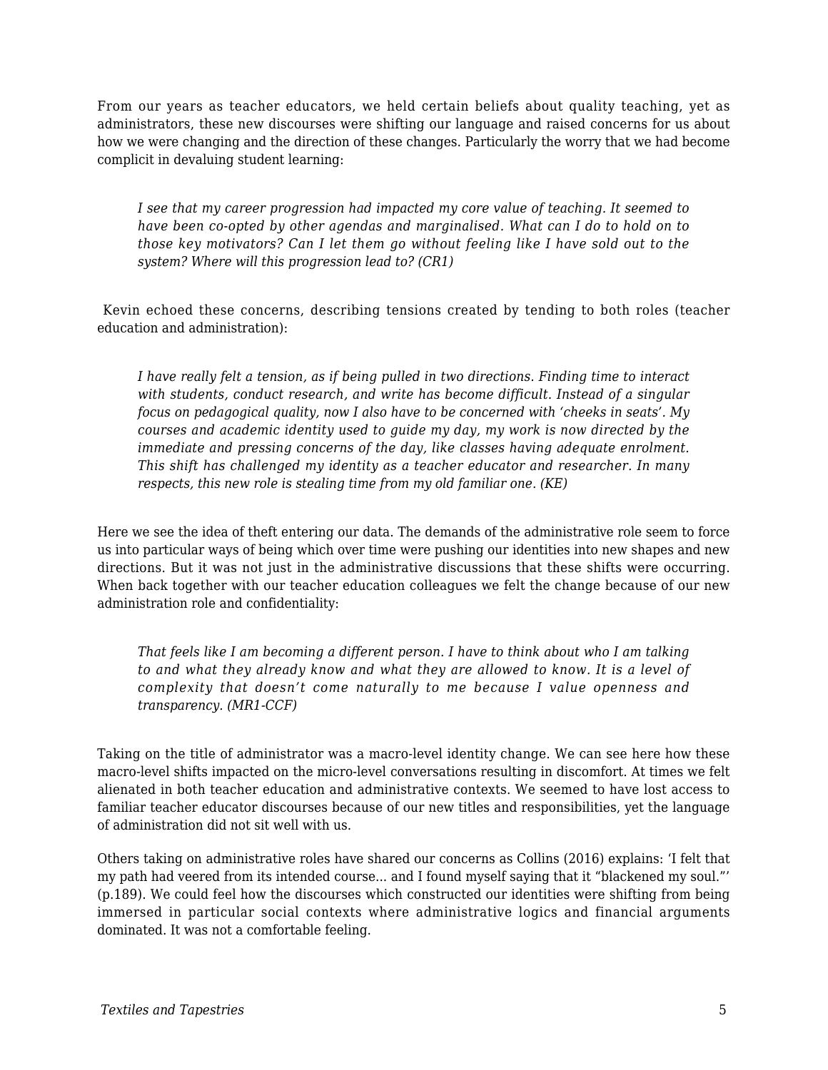From our years as teacher educators, we held certain beliefs about quality teaching, yet as administrators, these new discourses were shifting our language and raised concerns for us about how we were changing and the direction of these changes. Particularly the worry that we had become complicit in devaluing student learning:

> *I see that my career progression had impacted my core value of teaching. It seemed to have been co-opted by other agendas and marginalised. What can I do to hold on to those key motivators? Can I let them go without feeling like I have sold out to the system? Where will this progression lead to? (CR1)*

Kevin echoed these concerns, describing tensions created by tending to both roles (teacher education and administration):

> *I have really felt a tension, as if being pulled in two directions. Finding time to interact with students, conduct research, and write has become difficult. Instead of a singular focus on pedagogical quality, now I also have to be concerned with 'cheeks in seats'. My courses and academic identity used to guide my day, my work is now directed by the immediate and pressing concerns of the day, like classes having adequate enrolment. This shift has challenged my identity as a teacher educator and researcher. In many respects, this new role is stealing time from my old familiar one. (KE)*

Here we see the idea of theft entering our data. The demands of the administrative role seem to force us into particular ways of being which over time were pushing our identities into new shapes and new directions. But it was not just in the administrative discussions that these shifts were occurring. When back together with our teacher education colleagues we felt the change because of our new administration role and confidentiality:

> *That feels like I am becoming a different person. I have to think about who I am talking to and what they already know and what they are allowed to know. It is a level of complexity that doesn't come naturally to me because I value openness and transparency. (MR1-CCF)*

Taking on the title of administrator was a macro-level identity change. We can see here how these macro-level shifts impacted on the micro-level conversations resulting in discomfort. At times we felt alienated in both teacher education and administrative contexts. We seemed to have lost access to familiar teacher educator discourses because of our new titles and responsibilities, yet the language of administration did not sit well with us.

Others taking on administrative roles have shared our concerns as Collins (2016) explains: 'I felt that my path had veered from its intended course... and I found myself saying that it "blackened my soul."' (p.189). We could feel how the discourses which constructed our identities were shifting from being immersed in particular social contexts where administrative logics and financial arguments dominated. It was not a comfortable feeling.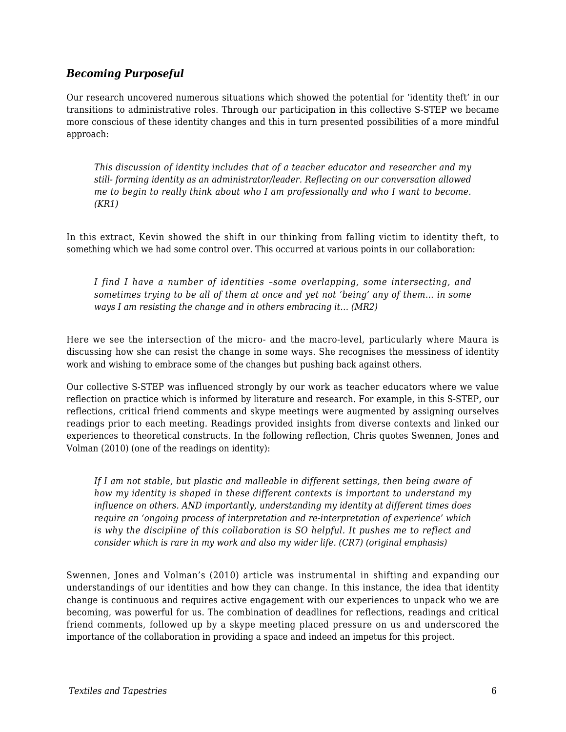### *Becoming Purposeful*

Our research uncovered numerous situations which showed the potential for 'identity theft' in our transitions to administrative roles. Through our participation in this collective S-STEP we became more conscious of these identity changes and this in turn presented possibilities of a more mindful approach:

> *This discussion of identity includes that of a teacher educator and researcher and my still- forming identity as an administrator/leader. Reflecting on our conversation allowed me to begin to really think about who I am professionally and who I want to become. (KR1)*

In this extract, Kevin showed the shift in our thinking from falling victim to identity theft, to something which we had some control over. This occurred at various points in our collaboration:

> *I find I have a number of identities –some overlapping, some intersecting, and sometimes trying to be all of them at once and yet not 'being' any of them… in some ways I am resisting the change and in others embracing it… (MR2)*

Here we see the intersection of the micro- and the macro-level, particularly where Maura is discussing how she can resist the change in some ways. She recognises the messiness of identity work and wishing to embrace some of the changes but pushing back against others.

Our collective S-STEP was influenced strongly by our work as teacher educators where we value reflection on practice which is informed by literature and research. For example, in this S-STEP, our reflections, critical friend comments and skype meetings were augmented by assigning ourselves readings prior to each meeting. Readings provided insights from diverse contexts and linked our experiences to theoretical constructs. In the following reflection, Chris quotes Swennen, Jones and Volman (2010) (one of the readings on identity):

> *If I am not stable, but plastic and malleable in different settings, then being aware of how my identity is shaped in these different contexts is important to understand my influence on others. AND importantly, understanding my identity at different times does require an 'ongoing process of interpretation and re-interpretation of experience' which is why the discipline of this collaboration is SO helpful. It pushes me to reflect and consider which is rare in my work and also my wider life. (CR7) (original emphasis)*

Swennen, Jones and Volman's (2010) article was instrumental in shifting and expanding our understandings of our identities and how they can change. In this instance, the idea that identity change is continuous and requires active engagement with our experiences to unpack who we are becoming, was powerful for us. The combination of deadlines for reflections, readings and critical friend comments, followed up by a skype meeting placed pressure on us and underscored the importance of the collaboration in providing a space and indeed an impetus for this project.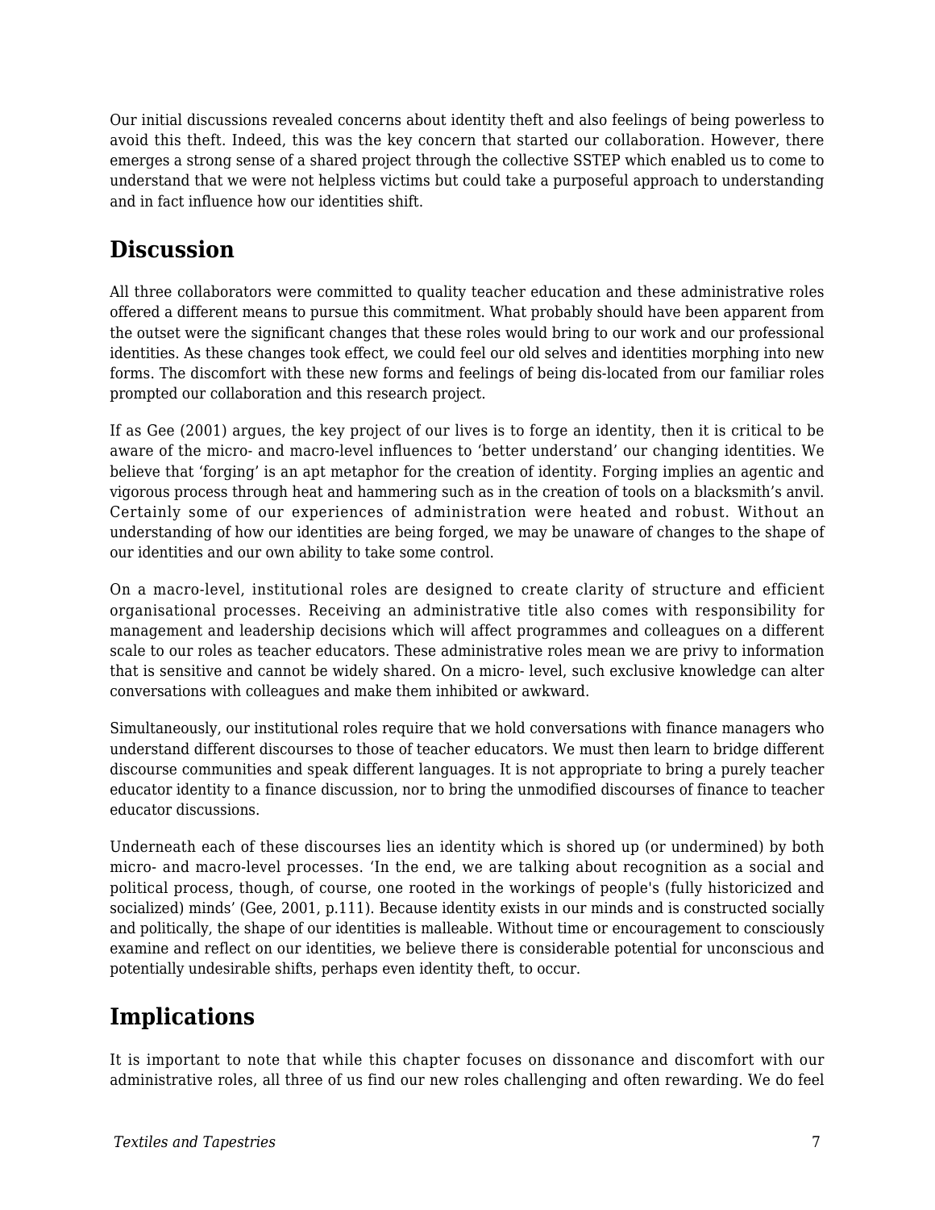Our initial discussions revealed concerns about identity theft and also feelings of being powerless to avoid this theft. Indeed, this was the key concern that started our collaboration. However, there emerges a strong sense of a shared project through the collective SSTEP which enabled us to come to understand that we were not helpless victims but could take a purposeful approach to understanding and in fact influence how our identities shift.

## Discussion

All three collaborators were committed to quality teacher education and these administrative roles offered a different means to pursue this commitment. What probably should have been apparent from the outset were the significant changes that these roles would bring to our work and our professional identities. As these changes took effect, we could feel our old selves and identities morphing into new forms. The discomfort with these new forms and feelings of being dis-located from our familiar roles prompted our collaboration and this research project.

If as Gee (2001) argues, the key project of our lives is to forge an identity, then it is critical to be aware of the micro- and macro-level influences to 'better understand' our changing identities. We believe that 'forging' is an apt metaphor for the creation of identity. Forging implies an agentic and vigorous process through heat and hammering such as in the creation of tools on a blacksmith's anvil. Certainly some of our experiences of administration were heated and robust. Without an understanding of how our identities are being forged, we may be unaware of changes to the shape of our identities and our own ability to take some control.

On a macro-level, institutional roles are designed to create clarity of structure and efficient organisational processes. Receiving an administrative title also comes with responsibility for management and leadership decisions which will affect programmes and colleagues on a different scale to our roles as teacher educators. These administrative roles mean we are privy to information that is sensitive and cannot be widely shared. On a micro- level, such exclusive knowledge can alter conversations with colleagues and make them inhibited or awkward.

Simultaneously, our institutional roles require that we hold conversations with finance managers who understand different discourses to those of teacher educators. We must then learn to bridge different discourse communities and speak different languages. It is not appropriate to bring a purely teacher educator identity to a finance discussion, nor to bring the unmodified discourses of finance to teacher educator discussions.

Underneath each of these discourses lies an identity which is shored up (or undermined) by both micro- and macro-level processes. 'In the end, we are talking about recognition as a social and political process, though, of course, one rooted in the workings of people's (fully historicized and socialized) minds' (Gee, 2001, p.111). Because identity exists in our minds and is constructed socially and politically, the shape of our identities is malleable. Without time or encouragement to consciously examine and reflect on our identities, we believe there is considerable potential for unconscious and potentially undesirable shifts, perhaps even identity theft, to occur.

## Implications

It is important to note that while this chapter focuses on dissonance and discomfort with our administrative roles, all three of us find our new roles challenging and often rewarding. We do feel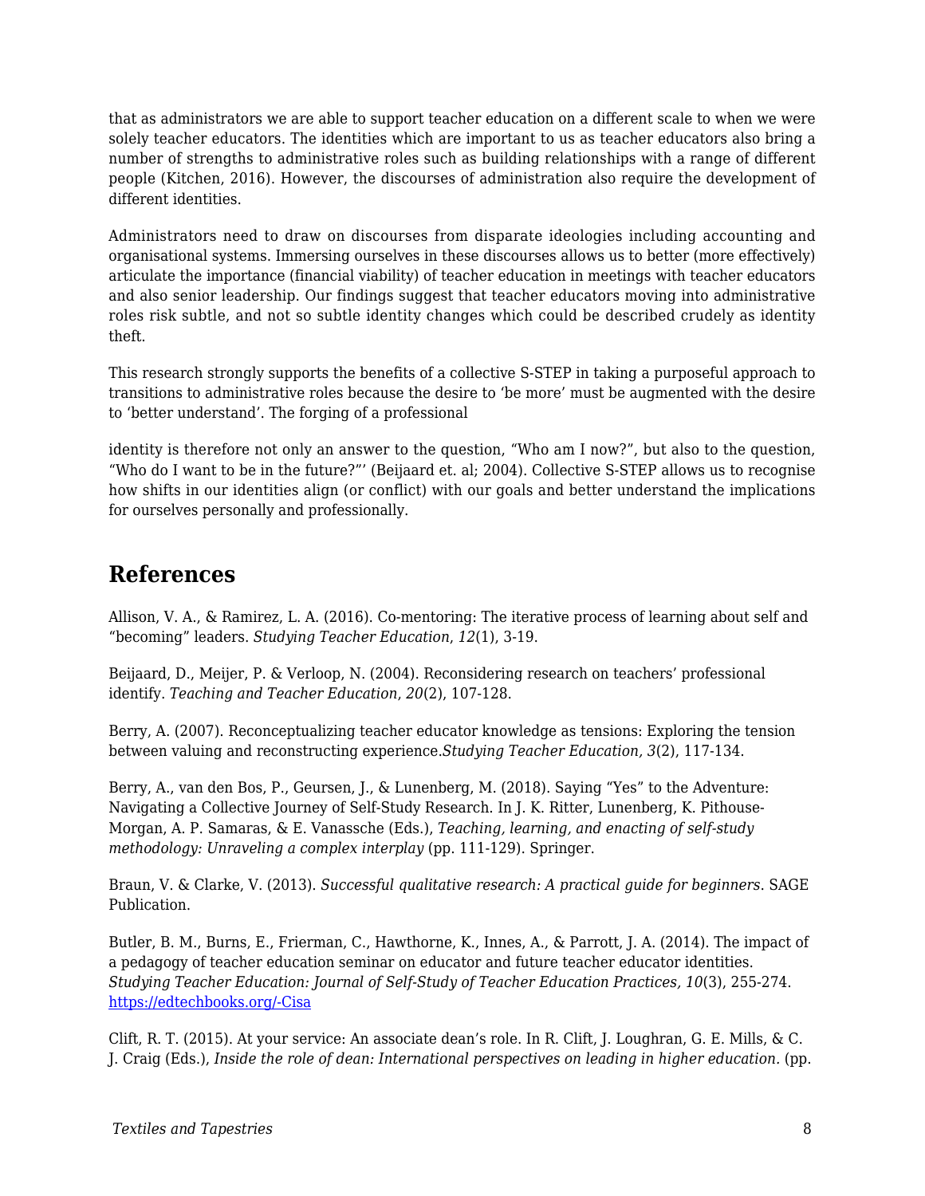that as administrators we are able to support teacher education on a different scale to when we were solely teacher educators. The identities which are important to us as teacher educators also bring a number of strengths to administrative roles such as building relationships with a range of different people (Kitchen, 2016). However, the discourses of administration also require the development of different identities.

Administrators need to draw on discourses from disparate ideologies including accounting and organisational systems. Immersing ourselves in these discourses allows us to better (more effectively) articulate the importance (financial viability) of teacher education in meetings with teacher educators and also senior leadership. Our findings suggest that teacher educators moving into administrative roles risk subtle, and not so subtle identity changes which could be described crudely as identity theft.

This research strongly supports the benefits of a collective S-STEP in taking a purposeful approach to transitions to administrative roles because the desire to 'be more' must be augmented with the desire to 'better understand'. The forging of a professional

identity is therefore not only an answer to the question, "Who am I now?", but also to the question, "Who do I want to be in the future?"' (Beijaard et. al; 2004). Collective S-STEP allows us to recognise how shifts in our identities align (or conflict) with our goals and better understand the implications for ourselves personally and professionally.

## References

Allison, V. A., & Ramirez, L. A. (2016). Co-mentoring: The iterative process of learning about self and "becoming" leaders. *Studying Teacher Education*, *12*(1), 3-19.

Beijaard, D., Meijer, P. & Verloop, N. (2004). Reconsidering research on teachers' professional identify. *Teaching and Teacher Education*, *20*(2), 107-128.

Berry, A. (2007). Reconceptualizing teacher educator knowledge as tensions: Exploring the tension between valuing and reconstructing experience.*Studying Teacher Education, 3*(2), 117-134.

Berry, A., van den Bos, P., Geursen, J., & Lunenberg, M. (2018). Saying "Yes" to the Adventure: Navigating a Collective Journey of Self-Study Research. In J. K. Ritter, Lunenberg, K. Pithouse-Morgan, A. P. Samaras, & E. Vanassche (Eds.), *Teaching, learning, and enacting of self-study methodology: Unraveling a complex interplay* (pp. 111-129). Springer.

Braun, V. & Clarke, V. (2013). *Successful qualitative research: A practical guide for beginners*. SAGE Publication.

Butler, B. M., Burns, E., Frierman, C., Hawthorne, K., Innes, A., & Parrott, J. A. (2014). The impact of a pedagogy of teacher education seminar on educator and future teacher educator identities. *Studying Teacher Education: Journal of Self-Study of Teacher Education Practices, 10*(3), 255-274. https://edtechbooks.org/-Cisa

Clift, R. T. (2015). At your service: An associate dean's role. In R. Clift, J. Loughran, G. E. Mills, & C. J. Craig (Eds.), *Inside the role of dean: International perspectives on leading in higher education.* (pp.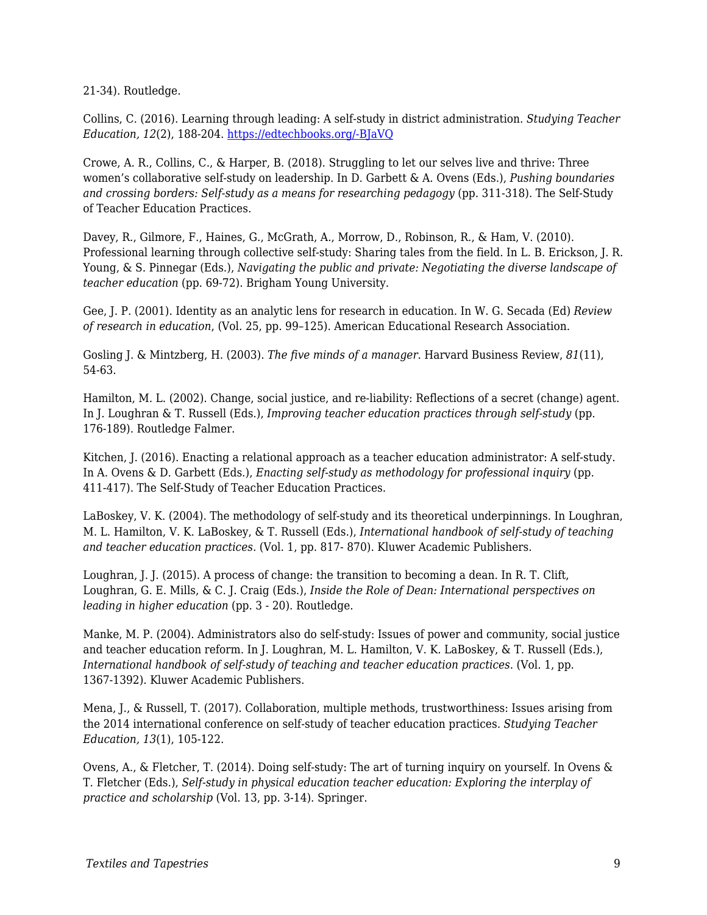21-34). Routledge.

Collins, C. (2016). Learning through leading: A self-study in district administration. *Studying Teacher Education, 12*(2), 188-204. [https://edtechbooks.org/-BJaVQ](https://edtechbooks.org/-BJaVQ)

Crowe, A. R., Collins, C., & Harper, B. (2018). Struggling to let our selves live and thrive: Three women's collaborative self-study on leadership. In D. Garbett & A. Ovens (Eds.), *Pushing boundaries and crossing borders: Self-study as a means for researching pedagogy* (pp. 311-318). The Self-Study of Teacher Education Practices.

Davey, R., Gilmore, F., Haines, G., McGrath, A., Morrow, D., Robinson, R., & Ham, V. (2010). Professional learning through collective self-study: Sharing tales from the field. In L. B. Erickson, J. R. Young, & S. Pinnegar (Eds.), *Navigating the public and private: Negotiating the diverse landscape of teacher education* (pp. 69-72). Brigham Young University.

Gee, J. P. (2001). Identity as an analytic lens for research in education. In W. G. Secada (Ed) *Review of research in education*, (Vol. 25, pp. 99–125). American Educational Research Association.

Gosling J. & Mintzberg, H. (2003). *The five minds of a manager.* Harvard Business Review, *81*(11), 54-63.

Hamilton, M. L. (2002). Change, social justice, and re-liability: Reflections of a secret (change) agent. In J. Loughran & T. Russell (Eds.), *Improving teacher education practices through self-study* (pp. 176-189). Routledge Falmer.

Kitchen, J. (2016). Enacting a relational approach as a teacher education administrator: A self-study. In A. Ovens & D. Garbett (Eds.), *Enacting self-study as methodology for professional inquiry* (pp. 411-417). The Self-Study of Teacher Education Practices.

LaBoskey, V. K. (2004). The methodology of self-study and its theoretical underpinnings. In Loughran, M. L. Hamilton, V. K. LaBoskey, & T. Russell (Eds.), *International handbook of self-study of teaching and teacher education practices.* (Vol. 1, pp. 817- 870). Kluwer Academic Publishers.

Loughran, J. J. (2015). A process of change: the transition to becoming a dean. In R. T. Clift, Loughran, G. E. Mills, & C. J. Craig (Eds.), *Inside the Role of Dean: International perspectives on leading in higher education* (pp. 3 - 20). Routledge.

Manke, M. P. (2004). Administrators also do self-study: Issues of power and community, social justice and teacher education reform. In J. Loughran, M. L. Hamilton, V. K. LaBoskey, & T. Russell (Eds.), *International handbook of self-study of teaching and teacher education practices.* (Vol. 1, pp. 1367-1392). Kluwer Academic Publishers.

Mena, J., & Russell, T. (2017). Collaboration, multiple methods, trustworthiness: Issues arising from the 2014 international conference on self-study of teacher education practices. *Studying Teacher Education, 13*(1), 105-122.

Ovens, A., & Fletcher, T. (2014). Doing self-study: The art of turning inquiry on yourself. In Ovens & T. Fletcher (Eds.), *Self-study in physical education teacher education: Exploring the interplay of practice and scholarship* (Vol. 13, pp. 3-14). Springer.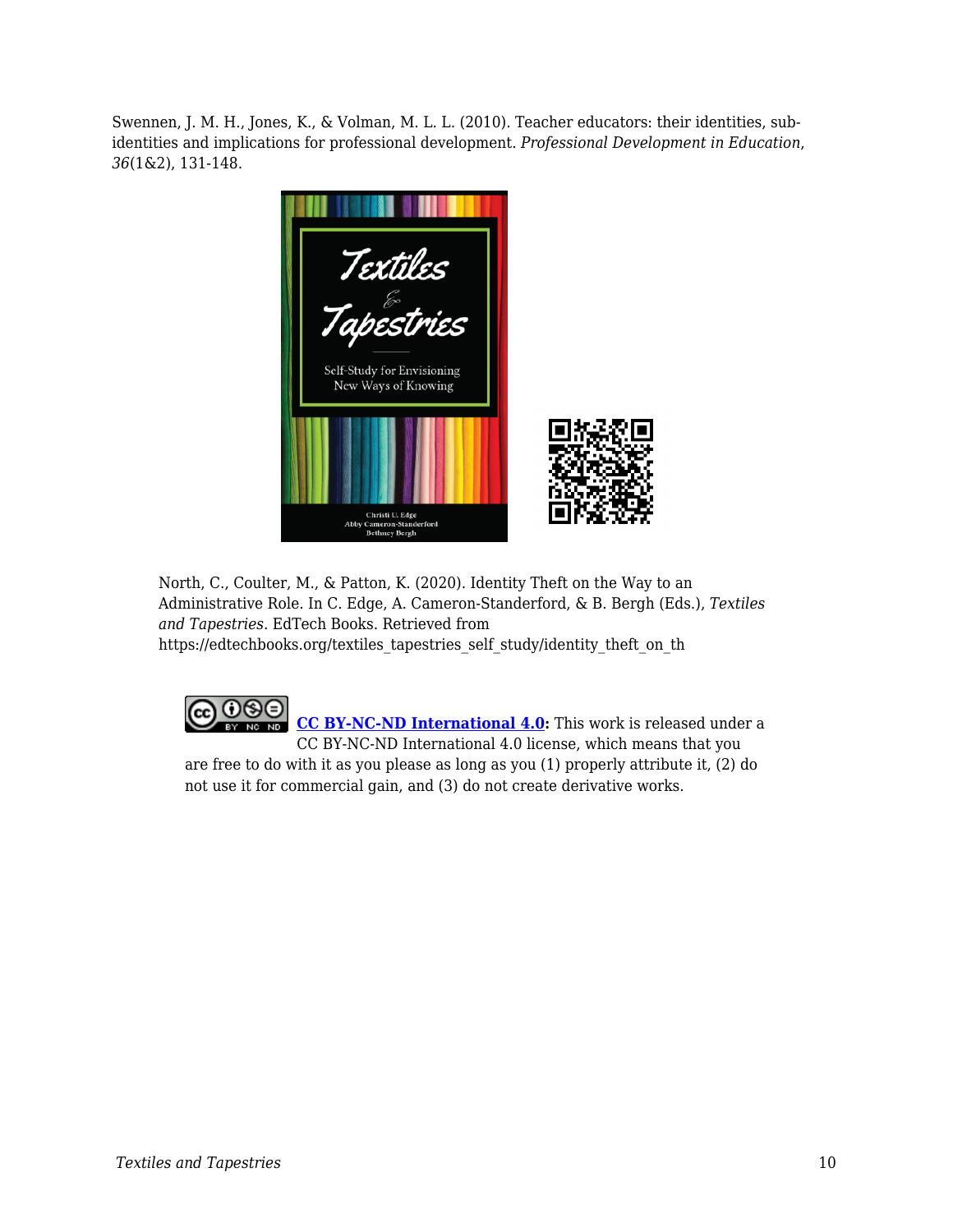Swennen, J. M. H., Jones, K., & Volman, M. L. L. (2010). Teacher educators: their identities, sub-identities and implications for professional development. *Professional Development in Education*, *36*(1&2), 131-148.

North, C., Coulter, M., & Patton, K. (2020). Identity Theft on the Way to an Administrative Role. In C. Edge, A. Cameron-Standerford, & B. Bergh (Eds.), *Textiles and Tapestries*. EdTech Books. Retrieved from https://edtechbooks.org/textiles_tapestries_self_study/identity_theft_on_th

**CC BY-NC-ND International 4.0:** This work is released under a CC BY-NC-ND International 4.0 license, which means that you are free to do with it as you please as long as you (1) properly attribute it, (2) do not use it for commercial gain, and (3) do not create derivative works.